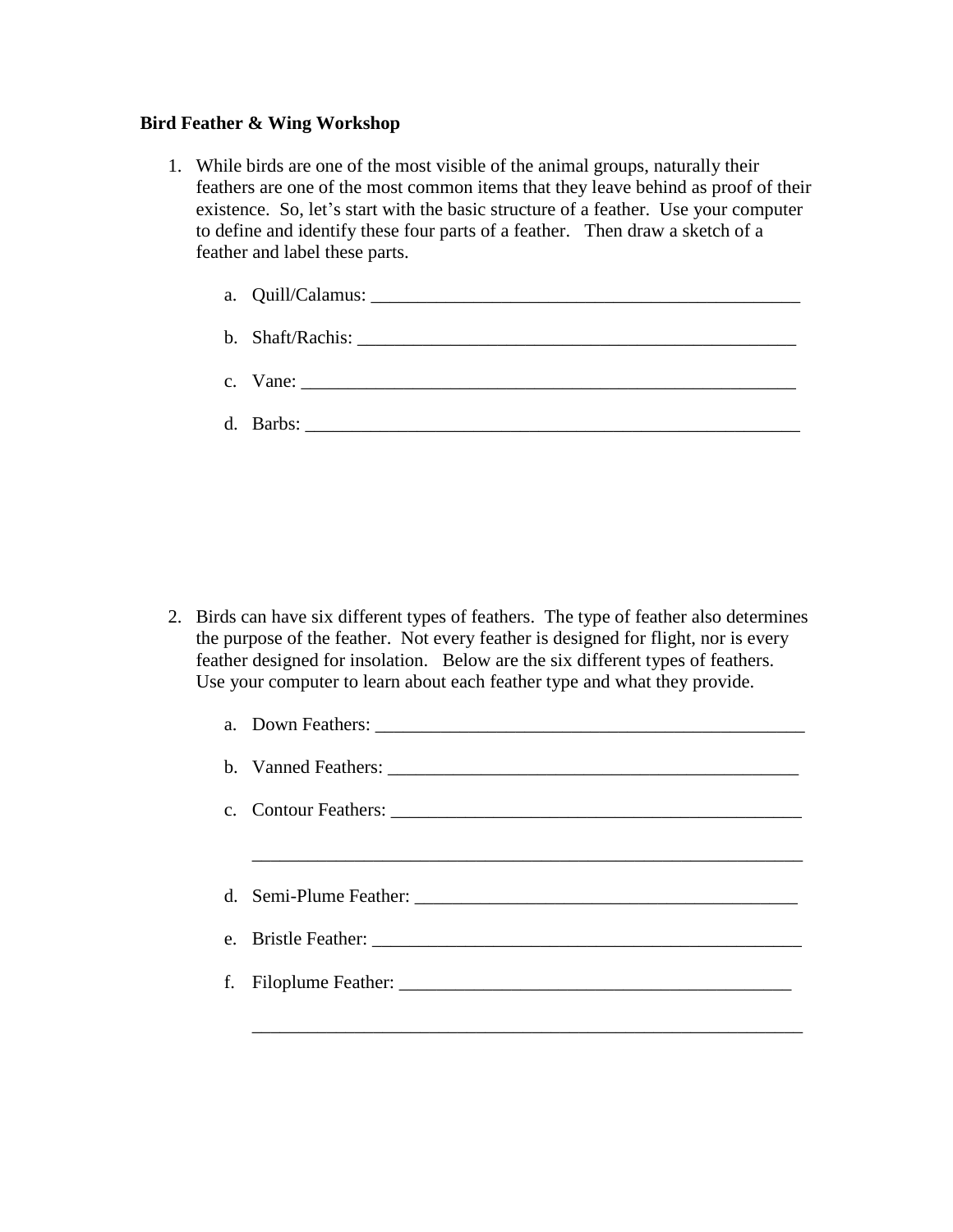**Bird Feather & Wing Workshop**

1. While birds are one of the most visible of the animal groups, naturally their feathers are one of the most common items that they leave behind as proof of their existence. So, let's start with the basic structure of a feather. Use your computer to define and identify these four parts of a feather. Then draw a sketch of a feather and label these parts.

    a. Quill/Calamus: _______________________________________________

    b. Shaft/Rachis: _______________________________________________

    c. Vane: _______________________________________________

    d. Barbs: _______________________________________________

2. Birds can have six different types of feathers. The type of feather also determines the purpose of the feather. Not every feather is designed for flight, nor is every feather designed for insolation. Below are the six different types of feathers. Use your computer to learn about each feather type and what they provide.

    a. Down Feathers: _______________________________________________

    b. Vanned Feathers: _______________________________________________

    c. Contour Feathers: _______________________________________________

    _______________________________________________

    d. Semi-Plume Feather: _______________________________________________

    e. Bristle Feather: _______________________________________________

    f. Filoplume Feather: _______________________________________________

    _______________________________________________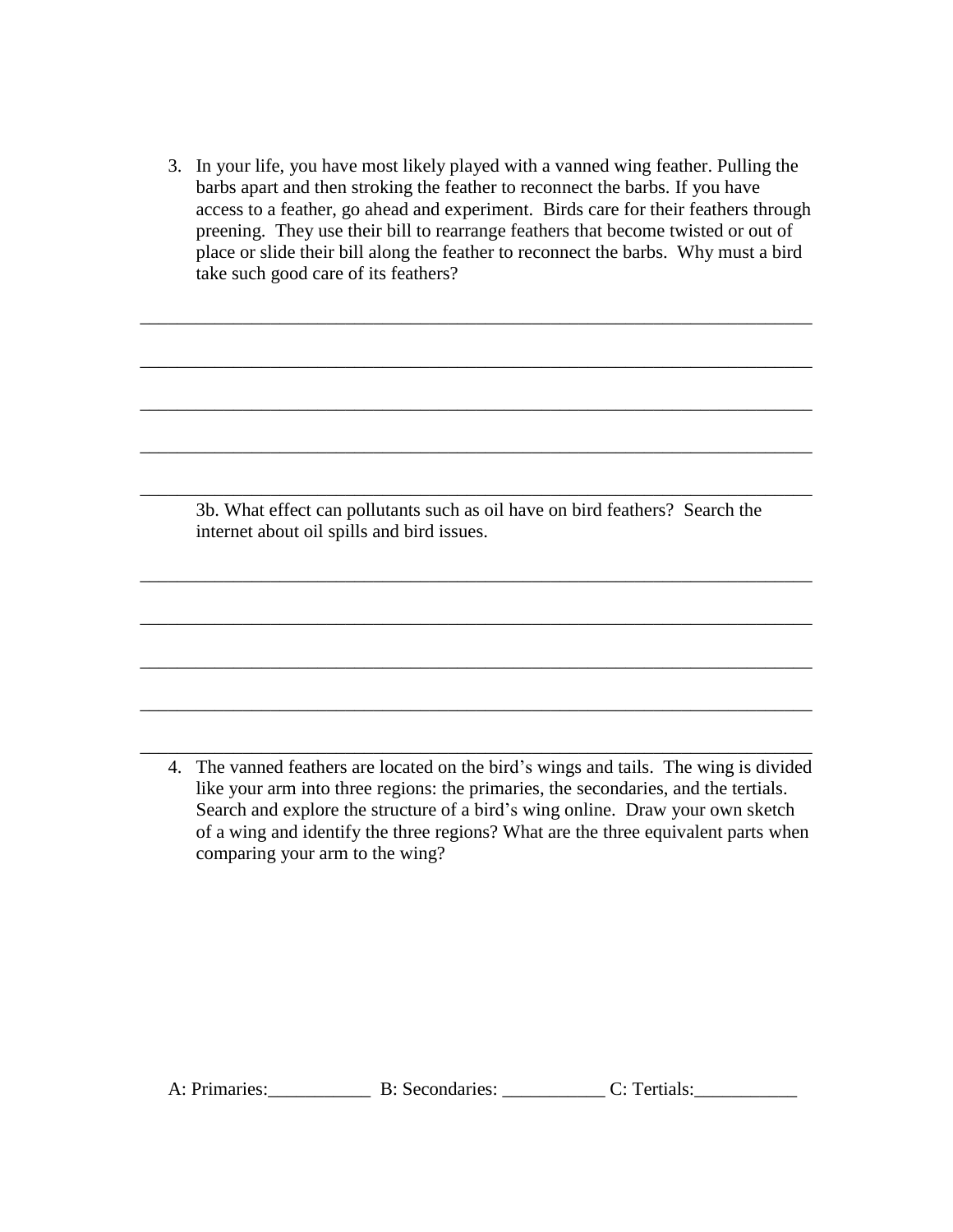3. In your life, you have most likely played with a vanned wing feather. Pulling the barbs apart and then stroking the feather to reconnect the barbs. If you have access to a feather, go ahead and experiment. Birds care for their feathers through preening. They use their bill to rearrange feathers that become twisted or out of place or slide their bill along the feather to reconnect the barbs. Why must a bird take such good care of its feathers?

___________________________________________________________________________

___________________________________________________________________________

___________________________________________________________________________

___________________________________________________________________________

___________________________________________________________________________

3b. What effect can pollutants such as oil have on bird feathers? Search the internet about oil spills and bird issues.

___________________________________________________________________________

___________________________________________________________________________

___________________________________________________________________________

___________________________________________________________________________

___________________________________________________________________________

4. The vanned feathers are located on the bird's wings and tails. The wing is divided like your arm into three regions: the primaries, the secondaries, and the tertials. Search and explore the structure of a bird's wing online. Draw your own sketch of a wing and identify the three regions? What are the three equivalent parts when comparing your arm to the wing?

A: Primaries:___________ B: Secondaries: ___________ C: Tertials:___________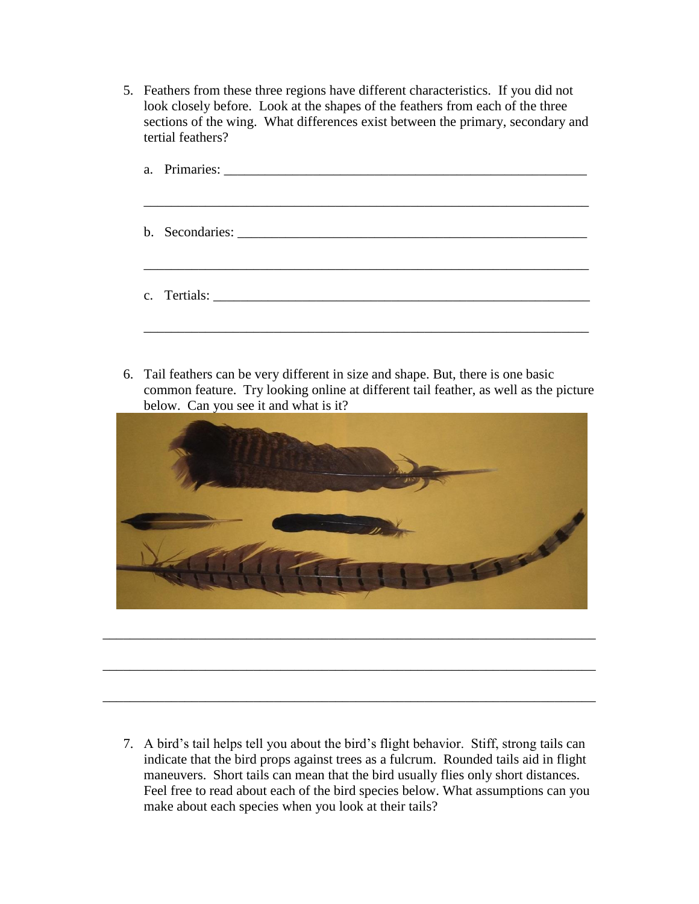5. Feathers from these three regions have different characteristics. If you did not look closely before. Look at the shapes of the feathers from each of the three sections of the wing. What differences exist between the primary, secondary and tertial feathers?

   a. Primaries: ______________________________________________________

   ____________________________________________________________________

   b. Secondaries: ____________________________________________________

   ____________________________________________________________________

   c. Tertials: _______________________________________________________

   ____________________________________________________________________

6. Tail feathers can be very different in size and shape. But, there is one basic common feature. Try looking online at different tail feather, as well as the picture below. Can you see it and what is it?

____________________________________________________________________________

____________________________________________________________________________

____________________________________________________________________________

7. A bird's tail helps tell you about the bird's flight behavior. Stiff, strong tails can indicate that the bird props against trees as a fulcrum. Rounded tails aid in flight maneuvers. Short tails can mean that the bird usually flies only short distances. Feel free to read about each of the bird species below. What assumptions can you make about each species when you look at their tails?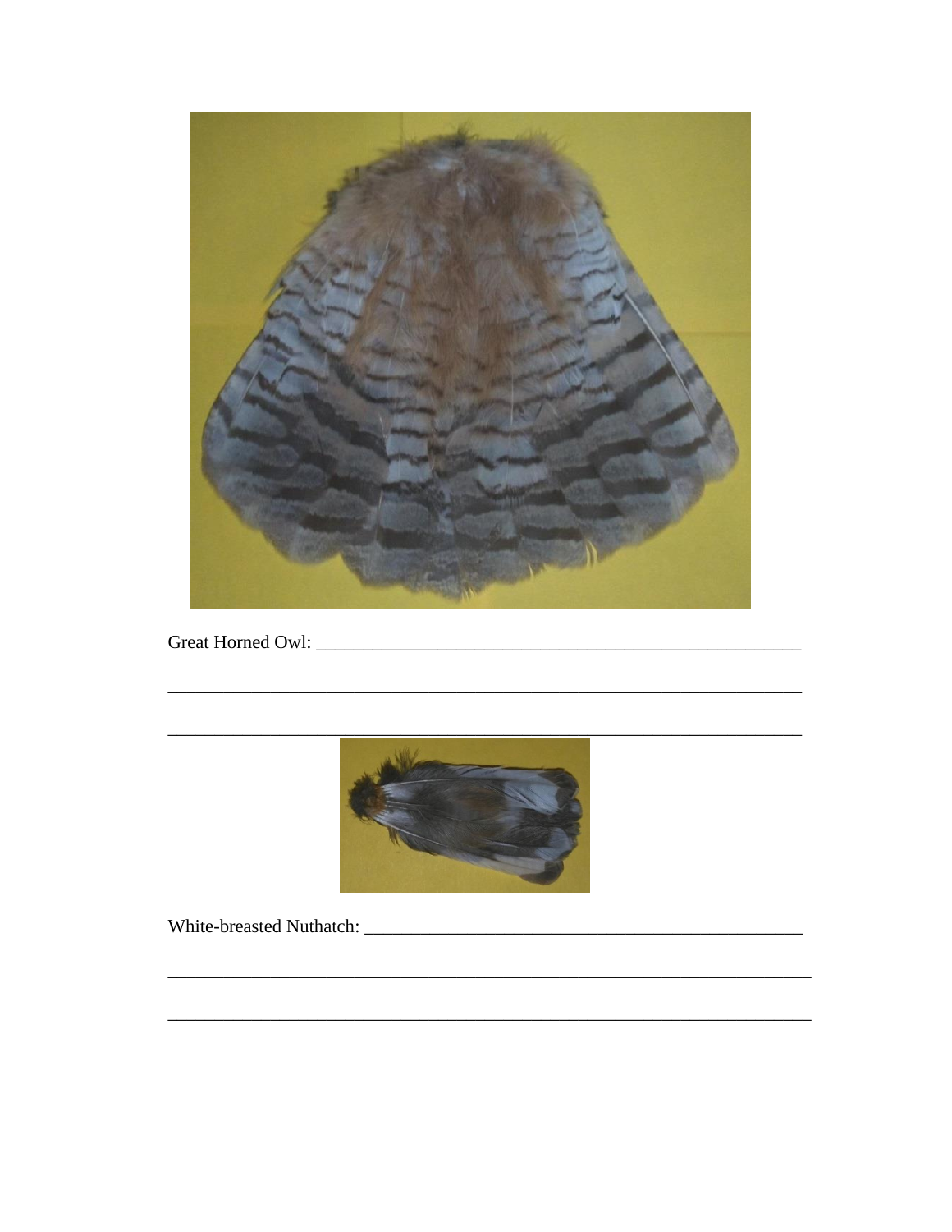Great Horned Owl: ____________________________________________________

______________________________________________________________________

______________________________________________________________________

White-breasted Nuthatch: ______________________________________________

______________________________________________________________________

______________________________________________________________________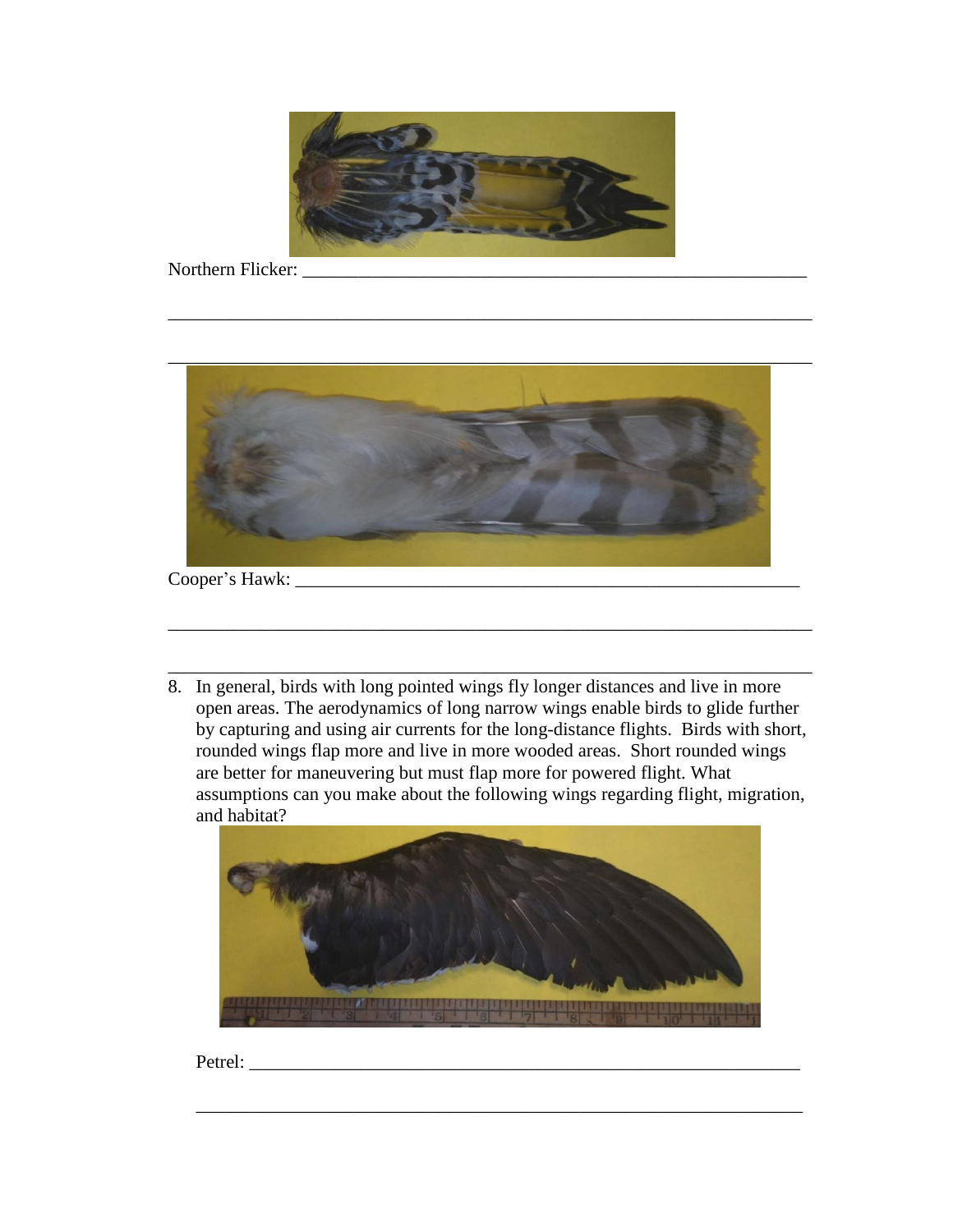Northern Flicker: ____________________________________________________________

______________________________________________________________________________

______________________________________________________________________________

Cooper's Hawk: ____________________________________________________________

______________________________________________________________________________

______________________________________________________________________________

8. In general, birds with long pointed wings fly longer distances and live in more open areas. The aerodynamics of long narrow wings enable birds to glide further by capturing and using air currents for the long-distance flights. Birds with short, rounded wings flap more and live in more wooded areas. Short rounded wings are better for maneuvering but must flap more for powered flight. What assumptions can you make about the following wings regarding flight, migration, and habitat?

Petrel: ____________________________________________________________

______________________________________________________________________________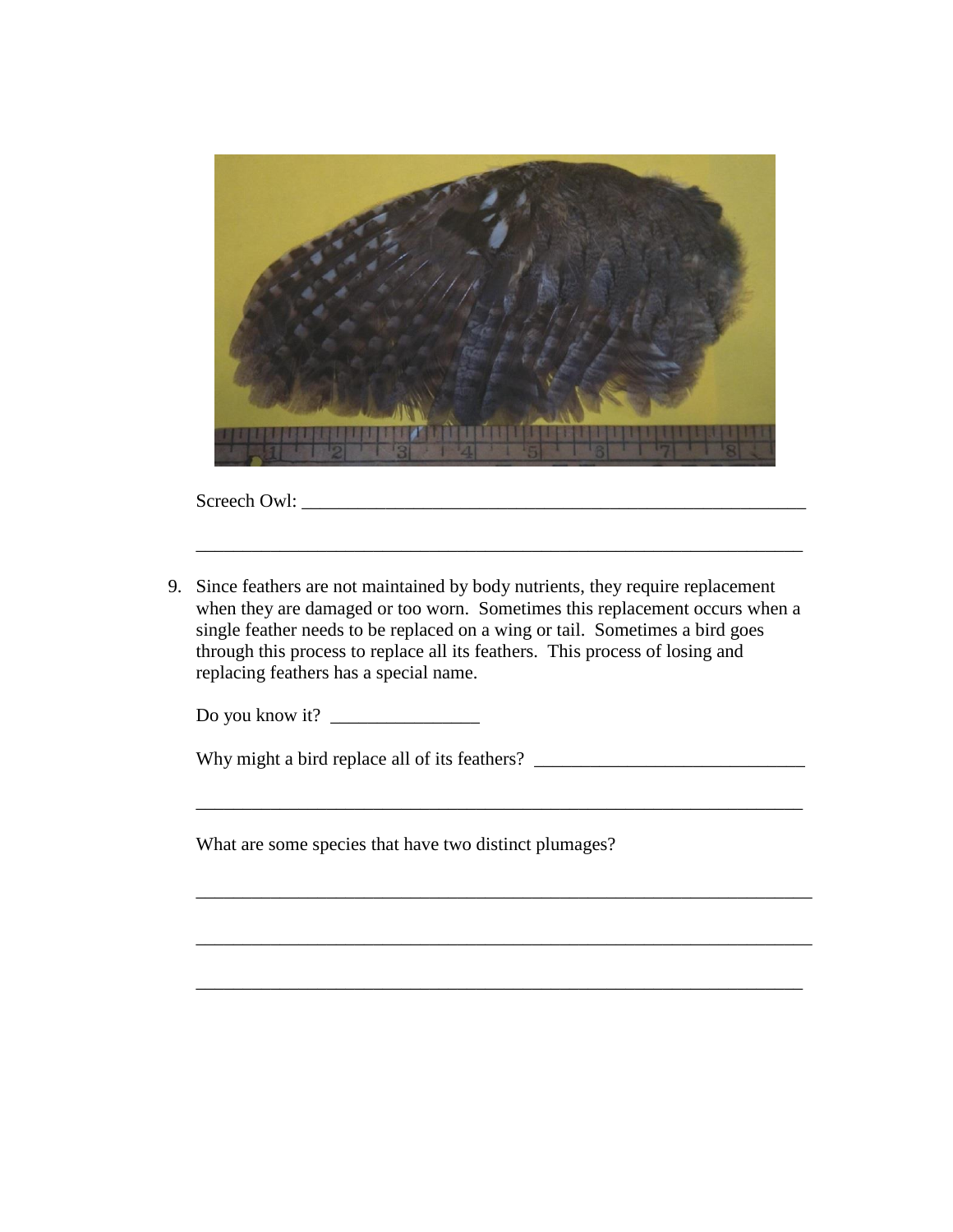Screech Owl: ________________________________________________________

________________________________________________________________

9. Since feathers are not maintained by body nutrients, they require replacement when they are damaged or too worn. Sometimes this replacement occurs when a single feather needs to be replaced on a wing or tail. Sometimes a bird goes through this process to replace all its feathers. This process of losing and replacing feathers has a special name.

   Do you know it? ________________

   Why might a bird replace all of its feathers? ____________________________

   ________________________________________________________________

   What are some species that have two distinct plumages?

   ________________________________________________________________

   ________________________________________________________________

   ________________________________________________________________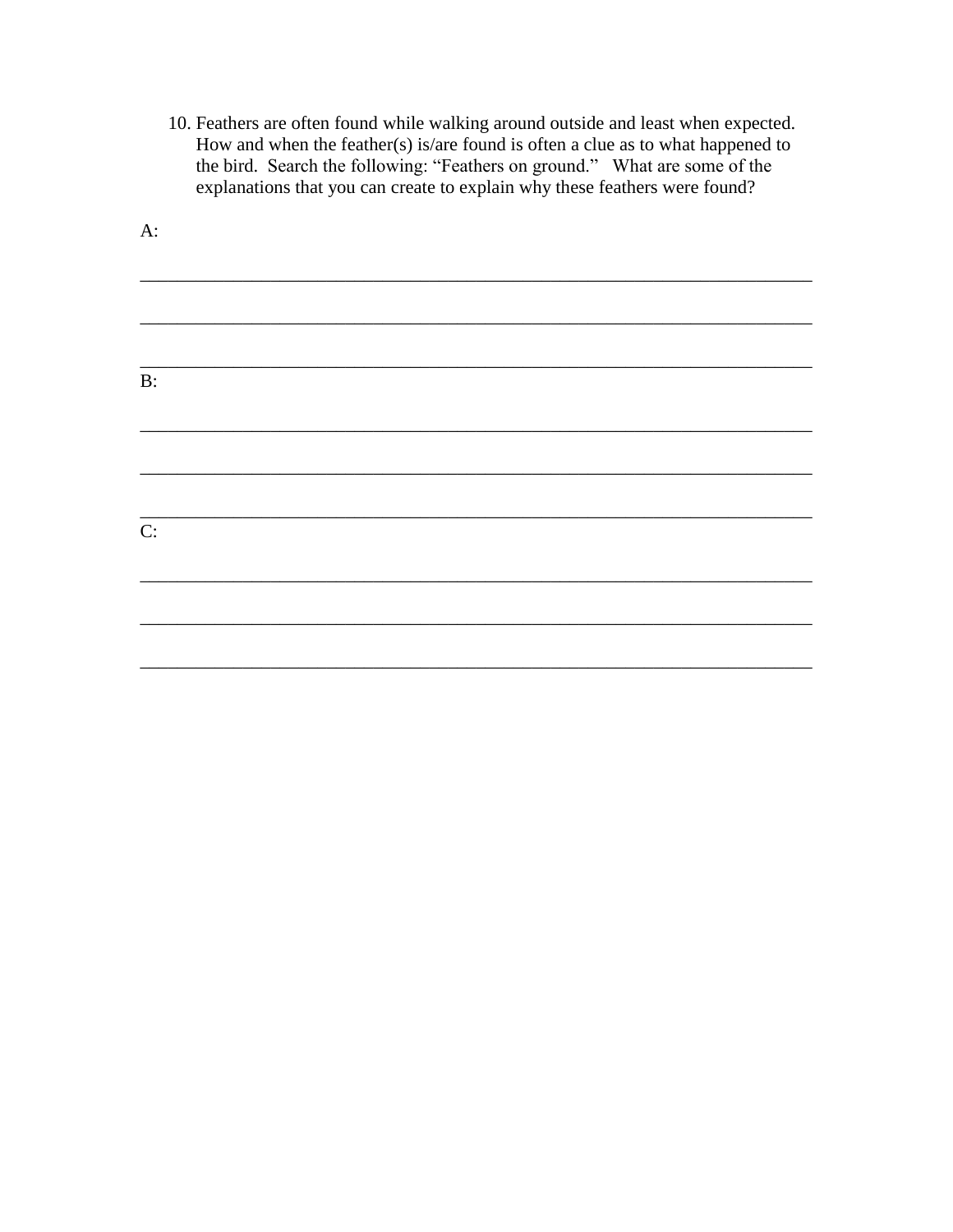10. Feathers are often found while walking around outside and least when expected. How and when the feather(s) is/are found is often a clue as to what happened to the bird. Search the following: "Feathers on ground." What are some of the explanations that you can create to explain why these feathers were found?

A:

\_\_\_\_\_\_\_\_\_\_\_\_\_\_\_\_\_\_\_\_\_\_\_\_\_\_\_\_\_\_\_\_\_\_\_\_\_\_\_\_\_\_\_\_\_\_\_\_\_\_\_\_\_\_\_\_\_\_\_\_\_\_\_\_\_\_\_\_\_\_

\_\_\_\_\_\_\_\_\_\_\_\_\_\_\_\_\_\_\_\_\_\_\_\_\_\_\_\_\_\_\_\_\_\_\_\_\_\_\_\_\_\_\_\_\_\_\_\_\_\_\_\_\_\_\_\_\_\_\_\_\_\_\_\_\_\_\_\_\_\_

\_\_\_\_\_\_\_\_\_\_\_\_\_\_\_\_\_\_\_\_\_\_\_\_\_\_\_\_\_\_\_\_\_\_\_\_\_\_\_\_\_\_\_\_\_\_\_\_\_\_\_\_\_\_\_\_\_\_\_\_\_\_\_\_\_\_\_\_\_\_

B:

\_\_\_\_\_\_\_\_\_\_\_\_\_\_\_\_\_\_\_\_\_\_\_\_\_\_\_\_\_\_\_\_\_\_\_\_\_\_\_\_\_\_\_\_\_\_\_\_\_\_\_\_\_\_\_\_\_\_\_\_\_\_\_\_\_\_\_\_\_\_

\_\_\_\_\_\_\_\_\_\_\_\_\_\_\_\_\_\_\_\_\_\_\_\_\_\_\_\_\_\_\_\_\_\_\_\_\_\_\_\_\_\_\_\_\_\_\_\_\_\_\_\_\_\_\_\_\_\_\_\_\_\_\_\_\_\_\_\_\_\_

\_\_\_\_\_\_\_\_\_\_\_\_\_\_\_\_\_\_\_\_\_\_\_\_\_\_\_\_\_\_\_\_\_\_\_\_\_\_\_\_\_\_\_\_\_\_\_\_\_\_\_\_\_\_\_\_\_\_\_\_\_\_\_\_\_\_\_\_\_\_

C:

\_\_\_\_\_\_\_\_\_\_\_\_\_\_\_\_\_\_\_\_\_\_\_\_\_\_\_\_\_\_\_\_\_\_\_\_\_\_\_\_\_\_\_\_\_\_\_\_\_\_\_\_\_\_\_\_\_\_\_\_\_\_\_\_\_\_\_\_\_\_

\_\_\_\_\_\_\_\_\_\_\_\_\_\_\_\_\_\_\_\_\_\_\_\_\_\_\_\_\_\_\_\_\_\_\_\_\_\_\_\_\_\_\_\_\_\_\_\_\_\_\_\_\_\_\_\_\_\_\_\_\_\_\_\_\_\_\_\_\_\_

\_\_\_\_\_\_\_\_\_\_\_\_\_\_\_\_\_\_\_\_\_\_\_\_\_\_\_\_\_\_\_\_\_\_\_\_\_\_\_\_\_\_\_\_\_\_\_\_\_\_\_\_\_\_\_\_\_\_\_\_\_\_\_\_\_\_\_\_\_\_